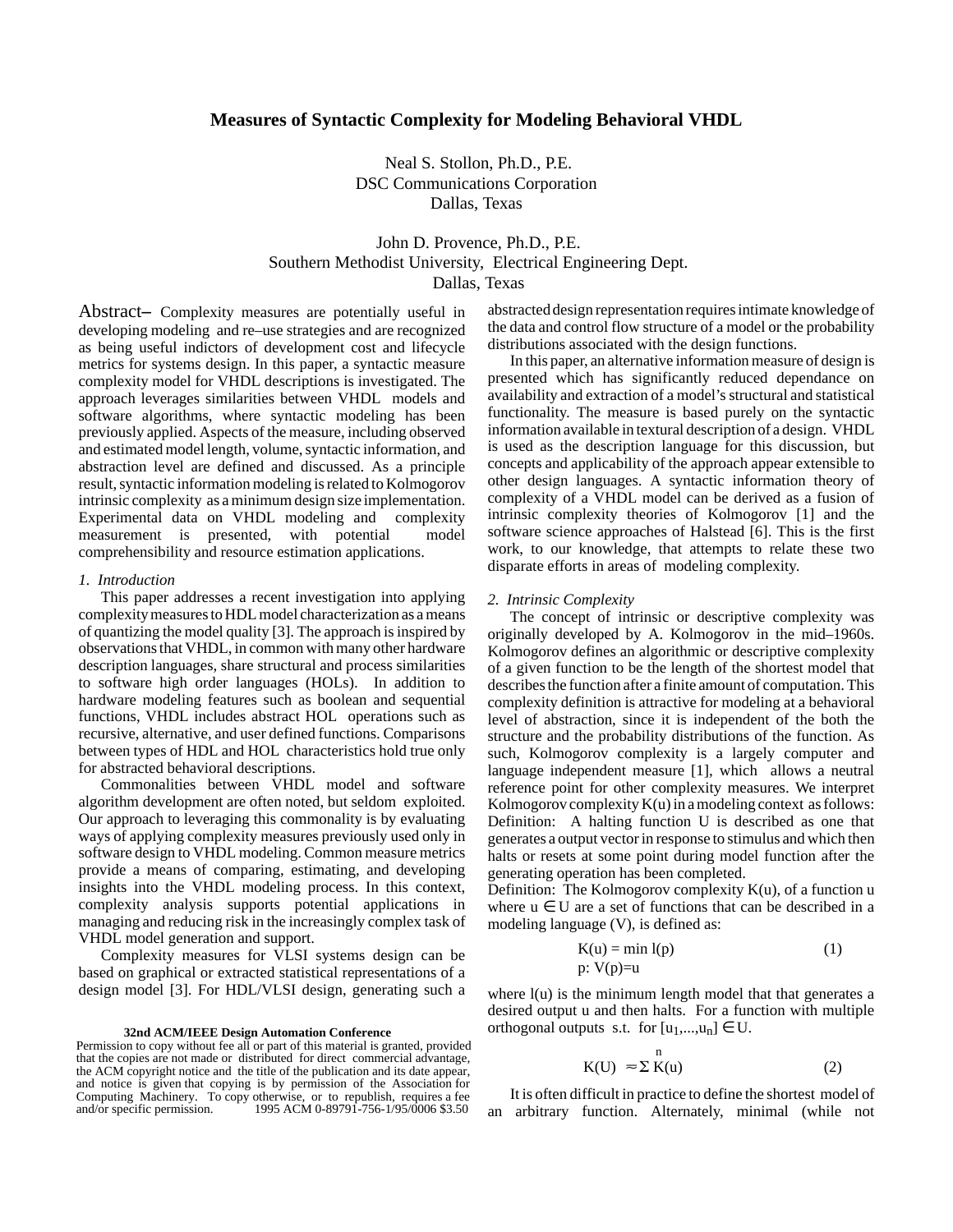# Measures of Syntactic Complexity for Modeling Behavioral VHDL

Neal S. Stollon, Ph.D., P.E.
DSC Communications Corporation
Dallas, Texas

John D. Provence, Ph.D., P.E.
Southern Methodist University, Electrical Engineering Dept.
Dallas, Texas

**Abstract–** Complexity measures are potentially useful in developing modeling and re–use strategies and are recognized as being useful indictors of development cost and lifecycle metrics for systems design. In this paper, a syntactic measure complexity model for VHDL descriptions is investigated. The approach leverages similarities between VHDL models and software algorithms, where syntactic modeling has been previously applied. Aspects of the measure, including observed and estimated model length, volume, syntactic information, and abstraction level are defined and discussed. As a principle result, syntactic information modeling is related to Kolmogorov intrinsic complexity as a minimum design size implementation. Experimental data on VHDL modeling and complexity measurement is presented, with potential model comprehensibility and resource estimation applications.

## *1. Introduction*

This paper addresses a recent investigation into applying complexity measures to HDL model characterization as a means of quantizing the model quality [3]. The approach is inspired by observations that VHDL, in common with many other hardware description languages, share structural and process similarities to software high order languages (HOLs). In addition to hardware modeling features such as boolean and sequential functions, VHDL includes abstract HOL operations such as recursive, alternative, and user defined functions. Comparisons between types of HDL and HOL characteristics hold true only for abstracted behavioral descriptions.

Commonalities between VHDL model and software algorithm development are often noted, but seldom exploited. Our approach to leveraging this commonality is by evaluating ways of applying complexity measures previously used only in software design to VHDL modeling. Common measure metrics provide a means of comparing, estimating, and developing insights into the VHDL modeling process. In this context, complexity analysis supports potential applications in managing and reducing risk in the increasingly complex task of VHDL model generation and support.

Complexity measures for VLSI systems design can be based on graphical or extracted statistical representations of a design model [3]. For HDL/VLSI design, generating such a abstracted design representation requires intimate knowledge of the data and control flow structure of a model or the probability distributions associated with the design functions.

In this paper, an alternative information measure of design is presented which has significantly reduced dependance on availability and extraction of a model's structural and statistical functionality. The measure is based purely on the syntactic information available in textural description of a design. VHDL is used as the description language for this discussion, but concepts and applicability of the approach appear extensible to other design languages. A syntactic information theory of complexity of a VHDL model can be derived as a fusion of intrinsic complexity theories of Kolmogorov [1] and the software science approaches of Halstead [6]. This is the first work, to our knowledge, that attempts to relate these two disparate efforts in areas of modeling complexity.

## *2. Intrinsic Complexity*

The concept of intrinsic or descriptive complexity was originally developed by A. Kolmogorov in the mid–1960s. Kolmogorov defines an algorithmic or descriptive complexity of a given function to be the length of the shortest model that describes the function after a finite amount of computation. This complexity definition is attractive for modeling at a behavioral level of abstraction, since it is independent of the both the structure and the probability distributions of the function. As such, Kolmogorov complexity is a largely computer and language independent measure [1], which allows a neutral reference point for other complexity measures. We interpret Kolmogorov complexity K(u) in a modeling context as follows:

Definition: A halting function U is described as one that generates a output vector in response to stimulus and which then halts or resets at some point during model function after the generating operation has been completed.

Definition: The Kolmogorov complexity K(u), of a function u where $u \in U$ are a set of functions that can be described in a modeling language (V), is defined as:

$$K(u) = \min_{p:\, V(p)=u} l(p) \qquad (1)$$

where l(u) is the minimum length model that that generates a desired output u and then halts. For a function with multiple orthogonal outputs s.t. for $[u_1,...,u_n] \in U$.

$$K(U) \approx \sum^{n} K(u) \qquad (2)$$

It is often difficult in practice to define the shortest model of an arbitrary function. Alternately, minimal (while not

**32nd ACM/IEEE Design Automation Conference**
Permission to copy without fee all or part of this material is granted, provided that the copies are not made or distributed for direct commercial advantage, the ACM copyright notice and the title of the publication and its date appear, and notice is given that copying is by permission of the Association for Computing Machinery. To copy otherwise, or to republish, requires a fee and/or specific permission. 1995 ACM 0-89791-756-1/95/0006 $3.50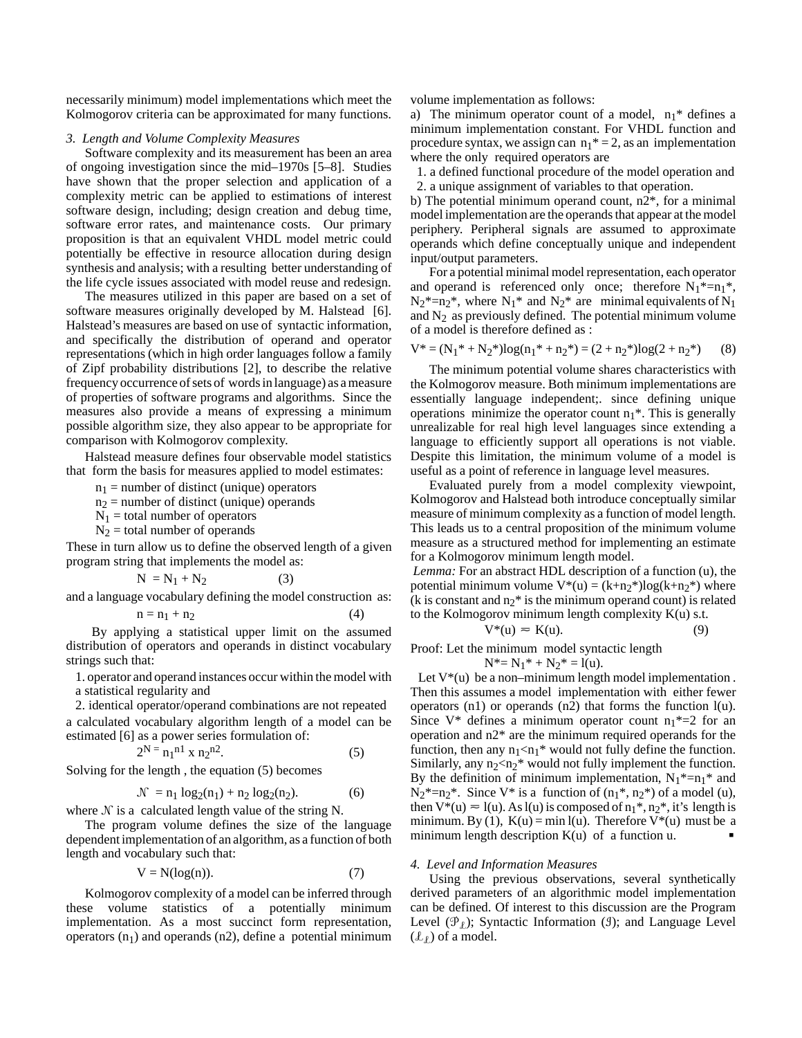necessarily minimum) model implementations which meet the Kolmogorov criteria can be approximated for many functions.

### *3. Length and Volume Complexity Measures*

Software complexity and its measurement has been an area of ongoing investigation since the mid–1970s [5–8]. Studies have shown that the proper selection and application of a complexity metric can be applied to estimations of interest software design, including; design creation and debug time, software error rates, and maintenance costs. Our primary proposition is that an equivalent VHDL model metric could potentially be effective in resource allocation during design synthesis and analysis; with a resulting better understanding of the life cycle issues associated with model reuse and redesign.

The measures utilized in this paper are based on a set of software measures originally developed by M. Halstead [6]. Halstead's measures are based on use of syntactic information, and specifically the distribution of operand and operator representations (which in high order languages follow a family of Zipf probability distributions [2], to describe the relative frequency occurrence of sets of words in language) as a measure of properties of software programs and algorithms. Since the measures also provide a means of expressing a minimum possible algorithm size, they also appear to be appropriate for comparison with Kolmogorov complexity.

Halstead measure defines four observable model statistics that form the basis for measures applied to model estimates:

$n_1$ = number of distinct (unique) operators
$n_2$ = number of distinct (unique) operands
$N_1$ = total number of operators
$N_2$ = total number of operands

These in turn allow us to define the observed length of a given program string that implements the model as:

$$N = N_1 + N_2 \qquad (3)$$

and a language vocabulary defining the model construction as:

$$n = n_1 + n_2 \qquad (4)$$

By applying a statistical upper limit on the assumed distribution of operators and operands in distinct vocabulary strings such that:

1. operator and operand instances occur within the model with a statistical regularity and
2. identical operator/operand combinations are not repeated

a calculated vocabulary algorithm length of a model can be estimated [6] as a power series formulation of:

$$2^N = n_1^{n1} \text{ x } n_2^{n2}. \qquad (5)$$

Solving for the length , the equation (5) becomes

$$\mathcal{N} = n_1 \log_2(n_1) + n_2 \log_2(n_2). \qquad (6)$$

where $\mathcal{N}$ is a calculated length value of the string N.

The program volume defines the size of the language dependent implementation of an algorithm, as a function of both length and vocabulary such that:

$$V = N(\log(n)). \qquad (7)$$

Kolmogorov complexity of a model can be inferred through these volume statistics of a potentially minimum implementation. As a most succinct form representation, operators ($n_1$) and operands (n2), define a potential minimum volume implementation as follows:

a) The minimum operator count of a model, $n_1^*$ defines a minimum implementation constant. For VHDL function and procedure syntax, we assign can $n_1^* = 2$, as an implementation where the only required operators are

1. a defined functional procedure of the model operation and
2. a unique assignment of variables to that operation.

b) The potential minimum operand count, n2*, for a minimal model implementation are the operands that appear at the model periphery. Peripheral signals are assumed to approximate operands which define conceptually unique and independent input/output parameters.

For a potential minimal model representation, each operator and operand is referenced only once; therefore $N_1^*=n_1^*$, $N_2^*=n_2^*$, where $N_1^*$ and $N_2^*$ are minimal equivalents of $N_1$ and $N_2$ as previously defined. The potential minimum volume of a model is therefore defined as :

$$V^* = (N_1^* + N_2^*)\log(n_1^* + n_2^*) = (2 + n_2^*)\log(2 + n_2^*) \qquad (8)$$

The minimum potential volume shares characteristics with the Kolmogorov measure. Both minimum implementations are essentially language independent;. since defining unique operations minimize the operator count $n_1^*$. This is generally unrealizable for real high level languages since extending a language to efficiently support all operations is not viable. Despite this limitation, the minimum volume of a model is useful as a point of reference in language level measures.

Evaluated purely from a model complexity viewpoint, Kolmogorov and Halstead both introduce conceptually similar measure of minimum complexity as a function of model length. This leads us to a central proposition of the minimum volume measure as a structured method for implementing an estimate for a Kolmogorov minimum length model.

*Lemma:* For an abstract HDL description of a function (u), the potential minimum volume $V^*(u) = (k+n_2^*)\log(k+n_2^*)$ where (k is constant and $n_2^*$ is the minimum operand count) is related to the Kolmogorov minimum length complexity K(u) s.t.

$$V^*(u) \approx K(u). \qquad (9)$$

Proof: Let the minimum model syntactic length

$$N^* = N_1^* + N_2^* = l(u).$$

Let V*(u) be a non–minimum length model implementation . Then this assumes a model implementation with either fewer operators (n1) or operands (n2) that forms the function l(u). Since V* defines a minimum operator count $n_1^*=2$ for an operation and n2* are the minimum required operands for the function, then any $n_1 < n_1^*$ would not fully define the function. Similarly, any $n_2 < n_2^*$ would not fully implement the function. By the definition of minimum implementation, $N_1^*=n_1^*$ and $N_2^*=n_2^*$. Since V* is a function of ($n_1^*$, $n_2^*$) of a model (u), then $V^*(u) \approx l(u)$. As l(u) is composed of $n_1^*$, $n_2^*$, it's length is minimum. By (1), K(u) = min l(u). Therefore V*(u) must be a minimum length description K(u) of a function u. ▪

### *4. Level and Information Measures*

Using the previous observations, several synthetically derived parameters of an algorithmic model implementation can be defined. Of interest to this discussion are the Program Level ($\mathcal{P}_\ell$); Syntactic Information ($\mathcal{I}$); and Language Level ($\mathcal{L}_\ell$) of a model.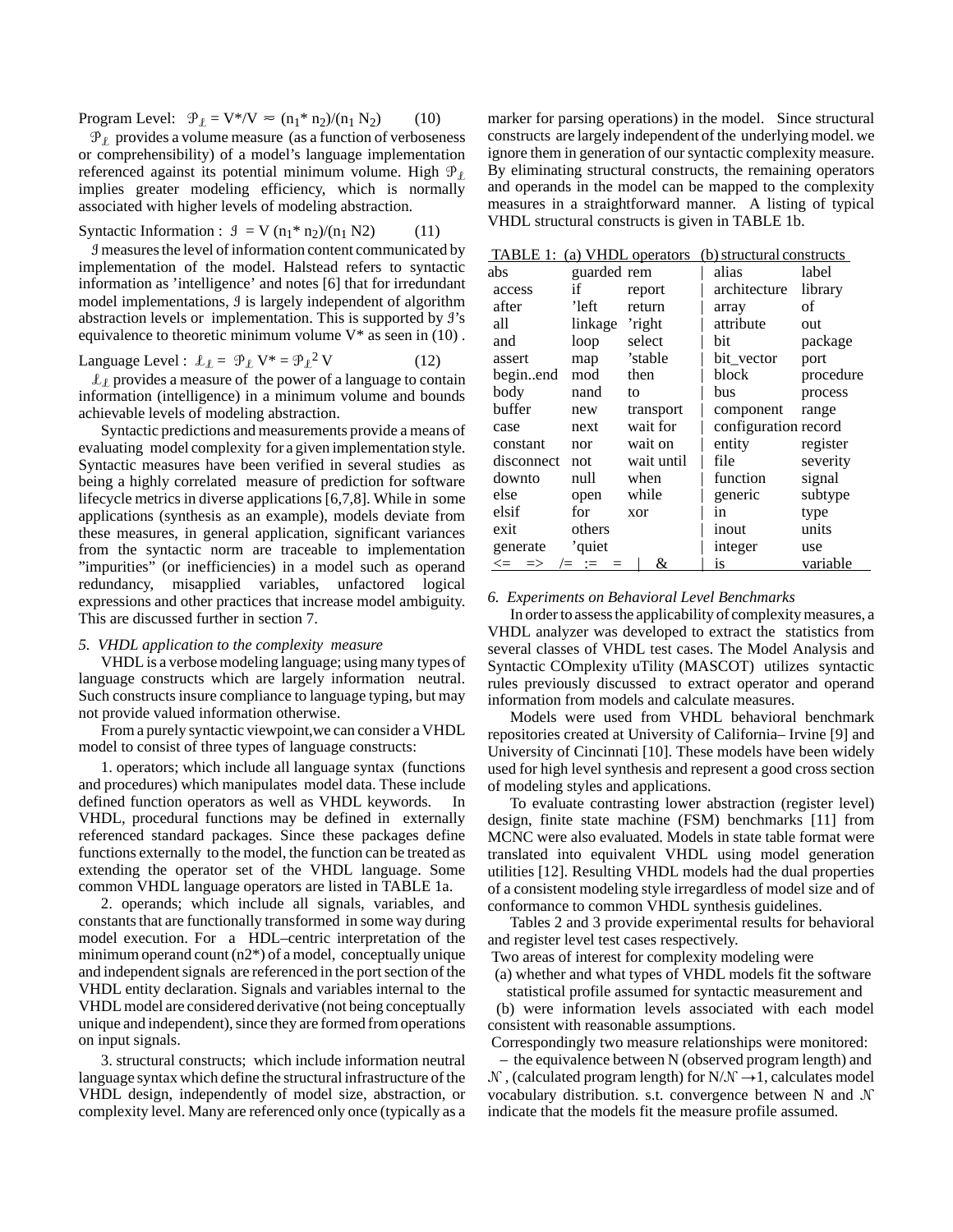Program Level: $\mathcal{P}_\ell = V^*/V \approx (n_1^* n_2)/(n_1 N_2)$ (10)

$\mathcal{P}_\ell$ provides a volume measure (as a function of verboseness or comprehensibility) of a model's language implementation referenced against its potential minimum volume. High $\mathcal{P}_\ell$ implies greater modeling efficiency, which is normally associated with higher levels of modeling abstraction.

Syntactic Information : $\mathcal{I} = V (n_1^* n_2)/(n_1 N2)$ (11)

$\mathcal{I}$ measures the level of information content communicated by implementation of the model. Halstead refers to syntactic information as 'intelligence' and notes [6] that for irredundant model implementations, $\mathcal{I}$ is largely independent of algorithm abstraction levels or implementation. This is supported by $\mathcal{I}$'s equivalence to theoretic minimum volume V* as seen in (10) .

Language Level : $\mathcal{L}_\ell = \mathcal{P}_\ell V^* = \mathcal{P}_\ell^2 V$ (12)

$\mathcal{L}_\ell$ provides a measure of the power of a language to contain information (intelligence) in a minimum volume and bounds achievable levels of modeling abstraction.

Syntactic predictions and measurements provide a means of evaluating model complexity for a given implementation style. Syntactic measures have been verified in several studies as being a highly correlated measure of prediction for software lifecycle metrics in diverse applications [6,7,8]. While in some applications (synthesis as an example), models deviate from these measures, in general application, significant variances from the syntactic norm are traceable to implementation "impurities" (or inefficiencies) in a model such as operand redundancy, misapplied variables, unfactored logical expressions and other practices that increase model ambiguity. This are discussed further in section 7.

*5. VHDL application to the complexity measure*

VHDL is a verbose modeling language; using many types of language constructs which are largely information neutral. Such constructs insure compliance to language typing, but may not provide valued information otherwise.

From a purely syntactic viewpoint,we can consider a VHDL model to consist of three types of language constructs:

1. operators; which include all language syntax (functions and procedures) which manipulates model data. These include defined function operators as well as VHDL keywords. In VHDL, procedural functions may be defined in externally referenced standard packages. Since these packages define functions externally to the model, the function can be treated as extending the operator set of the VHDL language. Some common VHDL language operators are listed in TABLE 1a.

2. operands; which include all signals, variables, and constants that are functionally transformed in some way during model execution. For a HDL–centric interpretation of the minimum operand count (n2*) of a model, conceptually unique and independent signals are referenced in the port section of the VHDL entity declaration. Signals and variables internal to the VHDL model are considered derivative (not being conceptually unique and independent), since they are formed from operations on input signals.

3. structural constructs; which include information neutral language syntax which define the structural infrastructure of the VHDL design, independently of model size, abstraction, or complexity level. Many are referenced only once (typically as a marker for parsing operations) in the model. Since structural constructs are largely independent of the underlying model. we ignore them in generation of our syntactic complexity measure. By eliminating structural constructs, the remaining operators and operands in the model can be mapped to the complexity measures in a straightforward manner. A listing of typical VHDL structural constructs is given in TABLE 1b.

TABLE 1: (a) VHDL operators (b) structural constructs

| (a) | | | (b) | |
|---|---|---|---|---|
| abs | guarded | rem | alias | label |
| access | if | report | architecture | library |
| after | 'left | return | array | of |
| all | linkage | 'right | attribute | out |
| and | loop | select | bit | package |
| assert | map | 'stable | bit_vector | port |
| begin..end | mod | then | block | procedure |
| body | nand | to | bus | process |
| buffer | new | transport | component | range |
| case | next | wait for | configuration | record |
| constant | nor | wait on | entity | register |
| disconnect | not | wait until | file | severity |
| downto | null | when | function | signal |
| else | open | while | generic | subtype |
| elsif | for | xor | in | type |
| exit | others | | inout | units |
| generate | 'quiet | | integer | use |
| <= => | /= := | = & | is | variable |

*6. Experiments on Behavioral Level Benchmarks*

In order to assess the applicability of complexity measures, a VHDL analyzer was developed to extract the statistics from several classes of VHDL test cases. The Model Analysis and Syntactic COmplexity uTility (MASCOT) utilizes syntactic rules previously discussed to extract operator and operand information from models and calculate measures.

Models were used from VHDL behavioral benchmark repositories created at University of California– Irvine [9] and University of Cincinnati [10]. These models have been widely used for high level synthesis and represent a good cross section of modeling styles and applications.

To evaluate contrasting lower abstraction (register level) design, finite state machine (FSM) benchmarks [11] from MCNC were also evaluated. Models in state table format were translated into equivalent VHDL using model generation utilities [12]. Resulting VHDL models had the dual properties of a consistent modeling style irregardless of model size and of conformance to common VHDL synthesis guidelines.

Tables 2 and 3 provide experimental results for behavioral and register level test cases respectively.

Two areas of interest for complexity modeling were

(a) whether and what types of VHDL models fit the software statistical profile assumed for syntactic measurement and

(b) were information levels associated with each model consistent with reasonable assumptions.

Correspondingly two measure relationships were monitored:

– the equivalence between N (observed program length) and $\mathcal{N}$ , (calculated program length) for $N/\mathcal{N} \rightarrow 1$, calculates model vocabulary distribution. s.t. convergence between N and $\mathcal{N}$ indicate that the models fit the measure profile assumed.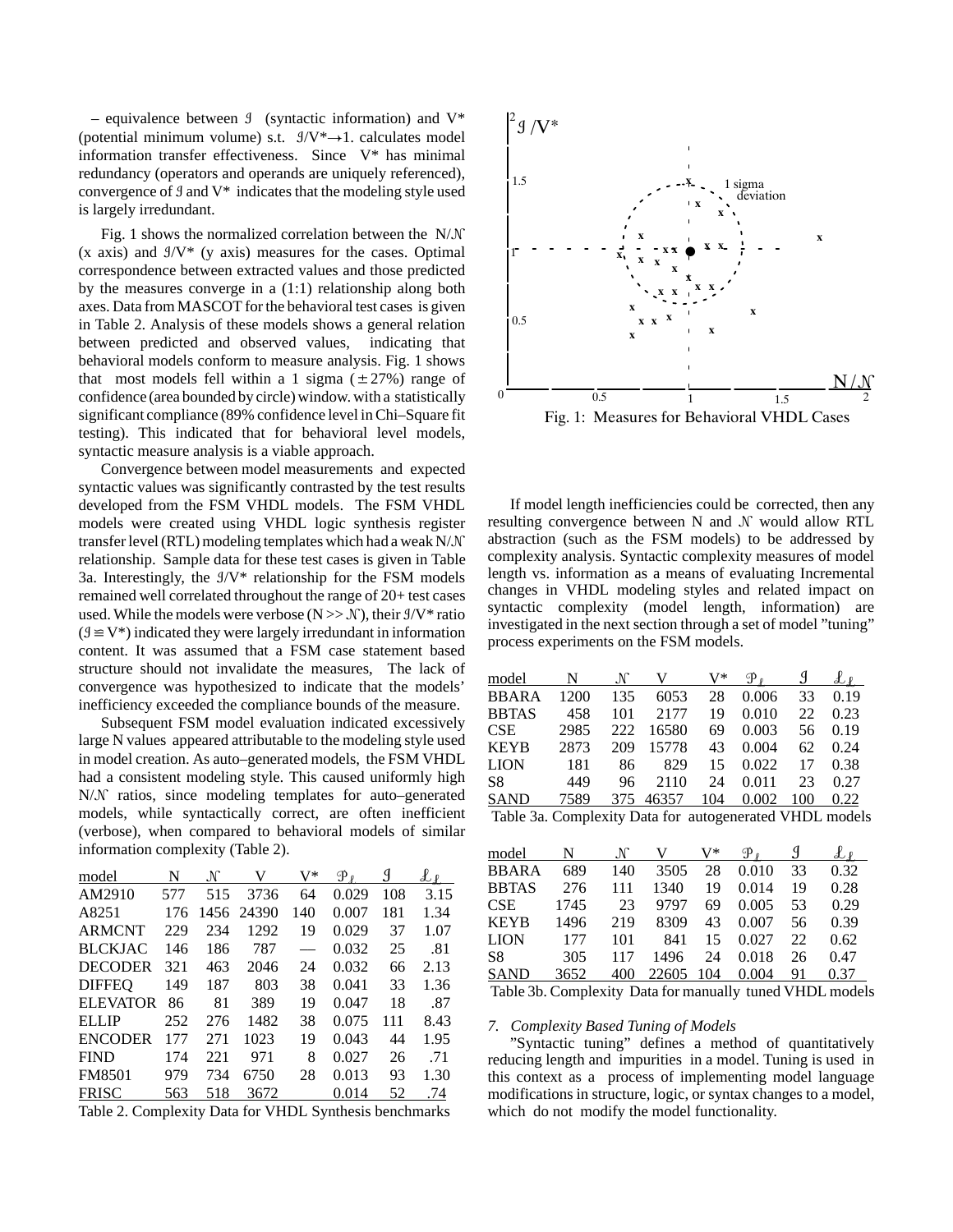– equivalence between $\mathcal{I}$ (syntactic information) and V* (potential minimum volume) s.t. $\mathcal{I}/V^* \rightarrow 1$. calculates model information transfer effectiveness. Since V* has minimal redundancy (operators and operands are uniquely referenced), convergence of $\mathcal{I}$ and V* indicates that the modeling style used is largely irredundant.

Fig. 1 shows the normalized correlation between the $N/\mathcal{N}$ (x axis) and $\mathcal{I}/V^*$ (y axis) measures for the cases. Optimal correspondence between extracted values and those predicted by the measures converge in a (1:1) relationship along both axes. Data from MASCOT for the behavioral test cases is given in Table 2. Analysis of these models shows a general relation between predicted and observed values, indicating that behavioral models conform to measure analysis. Fig. 1 shows that most models fell within a 1 sigma ($\pm 27\%$) range of confidence (area bounded by circle) window. with a statistically significant compliance (89% confidence level in Chi–Square fit testing). This indicated that for behavioral level models, syntactic measure analysis is a viable approach.

Convergence between model measurements and expected syntactic values was significantly contrasted by the test results developed from the FSM VHDL models. The FSM VHDL models were created using VHDL logic synthesis register transfer level (RTL) modeling templates which had a weak $N/\mathcal{N}$ relationship. Sample data for these test cases is given in Table 3a. Interestingly, the $\mathcal{I}/V^*$ relationship for the FSM models remained well correlated throughout the range of 20+ test cases used. While the models were verbose ($N >> \mathcal{N}$), their $\mathcal{I}/V^*$ ratio ($\mathcal{I} \equiv V^*$) indicated they were largely irredundant in information content. It was assumed that a FSM case statement based structure should not invalidate the measures, The lack of convergence was hypothesized to indicate that the models' inefficiency exceeded the compliance bounds of the measure.

Subsequent FSM model evaluation indicated excessively large N values appeared attributable to the modeling style used in model creation. As auto–generated models, the FSM VHDL had a consistent modeling style. This caused uniformly high $N/\mathcal{N}$ ratios, since modeling templates for auto–generated models, while syntactically correct, are often inefficient (verbose), when compared to behavioral models of similar information complexity (Table 2).

| model | N | $\mathcal{N}$ | V | V* | $\mathcal{P}_\ell$ | $\mathcal{I}$ | $\mathcal{L}_\ell$ |
|---|---|---|---|---|---|---|---|
| AM2910 | 577 | 515 | 3736 | 64 | 0.029 | 108 | 3.15 |
| A8251 | 176 | 1456 | 24390 | 140 | 0.007 | 181 | 1.34 |
| ARMCNT | 229 | 234 | 1292 | 19 | 0.029 | 37 | 1.07 |
| BLCKJAC | 146 | 186 | 787 | — | 0.032 | 25 | .81 |
| DECODER | 321 | 463 | 2046 | 24 | 0.032 | 66 | 2.13 |
| DIFFEQ | 149 | 187 | 803 | 38 | 0.041 | 33 | 1.36 |
| ELEVATOR | 86 | 81 | 389 | 19 | 0.047 | 18 | .87 |
| ELLIP | 252 | 276 | 1482 | 38 | 0.075 | 111 | 8.43 |
| ENCODER | 177 | 271 | 1023 | 19 | 0.043 | 44 | 1.95 |
| FIND | 174 | 221 | 971 | 8 | 0.027 | 26 | .71 |
| FM8501 | 979 | 734 | 6750 | 28 | 0.013 | 93 | 1.30 |
| FRISC | 563 | 518 | 3672 | | 0.014 | 52 | .74 |

Table 2. Complexity Data for VHDL Synthesis benchmarks

Fig. 1: Measures for Behavioral VHDL Cases

If model length inefficiencies could be corrected, then any resulting convergence between N and $\mathcal{N}$ would allow RTL abstraction (such as the FSM models) to be addressed by complexity analysis. Syntactic complexity measures of model length vs. information as a means of evaluating Incremental changes in VHDL modeling styles and related impact on syntactic complexity (model length, information) are investigated in the next section through a set of model "tuning" process experiments on the FSM models.

| model | N | $\mathcal{N}$ | V | V* | $\mathcal{P}_\ell$ | $\mathcal{I}$ | $\mathcal{L}_\ell$ |
|---|---|---|---|---|---|---|---|
| BBARA | 1200 | 135 | 6053 | 28 | 0.006 | 33 | 0.19 |
| BBTAS | 458 | 101 | 2177 | 19 | 0.010 | 22 | 0.23 |
| CSE | 2985 | 222 | 16580 | 69 | 0.003 | 56 | 0.19 |
| KEYB | 2873 | 209 | 15778 | 43 | 0.004 | 62 | 0.24 |
| LION | 181 | 86 | 829 | 15 | 0.022 | 17 | 0.38 |
| S8 | 449 | 96 | 2110 | 24 | 0.011 | 23 | 0.27 |
| SAND | 7589 | 375 | 46357 | 104 | 0.002 | 100 | 0.22 |

Table 3a. Complexity Data for autogenerated VHDL models

| model | N | $\mathcal{N}$ | V | V* | $\mathcal{P}_\ell$ | $\mathcal{I}$ | $\mathcal{L}_\ell$ |
|---|---|---|---|---|---|---|---|
| BBARA | 689 | 140 | 3505 | 28 | 0.010 | 33 | 0.32 |
| BBTAS | 276 | 111 | 1340 | 19 | 0.014 | 19 | 0.28 |
| CSE | 1745 | 23 | 9797 | 69 | 0.005 | 53 | 0.29 |
| KEYB | 1496 | 219 | 8309 | 43 | 0.007 | 56 | 0.39 |
| LION | 177 | 101 | 841 | 15 | 0.027 | 22 | 0.62 |
| S8 | 305 | 117 | 1496 | 24 | 0.018 | 26 | 0.47 |
| SAND | 3652 | 400 | 22605 | 104 | 0.004 | 91 | 0.37 |

Table 3b. Complexity Data for manually tuned VHDL models

### *7. Complexity Based Tuning of Models*

"Syntactic tuning" defines a method of quantitatively reducing length and impurities in a model. Tuning is used in this context as a process of implementing model language modifications in structure, logic, or syntax changes to a model, which do not modify the model functionality.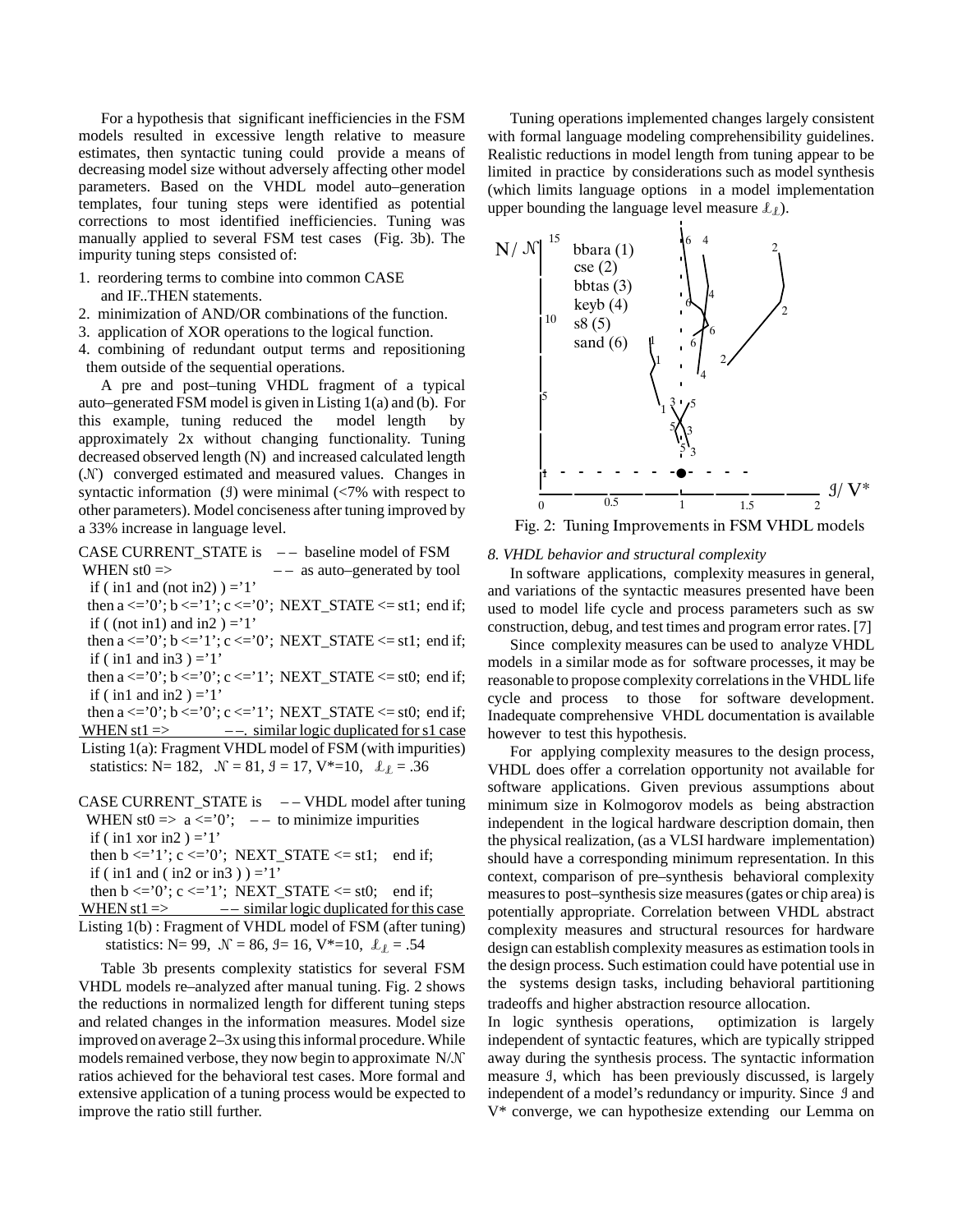For a hypothesis that significant inefficiencies in the FSM models resulted in excessive length relative to measure estimates, then syntactic tuning could provide a means of decreasing model size without adversely affecting other model parameters. Based on the VHDL model auto–generation templates, four tuning steps were identified as potential corrections to most identified inefficiencies. Tuning was manually applied to several FSM test cases (Fig. 3b). The impurity tuning steps consisted of:

1. reordering terms to combine into common CASE and IF..THEN statements.
2. minimization of AND/OR combinations of the function.
3. application of XOR operations to the logical function.
4. combining of redundant output terms and repositioning them outside of the sequential operations.

A pre and post–tuning VHDL fragment of a typical auto–generated FSM model is given in Listing 1(a) and (b). For this example, tuning reduced the model length by approximately 2x without changing functionality. Tuning decreased observed length (N) and increased calculated length ($\mathcal{N}$) converged estimated and measured values. Changes in syntactic information ($\mathcal{I}$) were minimal (<7% with respect to other parameters). Model conciseness after tuning improved by a 33% increase in language level.

```
CASE CURRENT_STATE is   –– baseline model of FSM
 WHEN st0 =>                   –– as auto–generated by tool
  if ( in1 and (not in2) ) ='1'
  then a <='0'; b <='1'; c <='0';  NEXT_STATE <= st1;  end if;
  if ( (not in1) and in2 ) ='1'
  then a <='0'; b <='1'; c <='0';  NEXT_STATE <= st1;  end if;
  if ( in1 and in3 ) ='1'
  then a <='0'; b <='0'; c <='1';  NEXT_STATE <= st0;  end if;
  if ( in1 and in2 ) ='1'
  then a <='0'; b <='0'; c <='1';  NEXT_STATE <= st0;  end if;
 WHEN st1 =>              ––. similar logic duplicated for s1 case
```

Listing 1(a): Fragment VHDL model of FSM (with impurities) statistics: N= 182, $\mathcal{N}$ = 81, $\mathcal{I}$ = 17, V*=10, $\mathcal{L}_{\mathcal{L}}$ = .36

```
CASE CURRENT_STATE is   –– VHDL model after tuning
 WHEN st0 =>  a <='0';   –– to minimize impurities
  if ( in1 xor in2 ) ='1'
  then b <='1'; c <='0';  NEXT_STATE <= st1;    end if;
  if ( in1 and ( in2 or in3 ) ) ='1'
  then b <='0'; c <='1';  NEXT_STATE <= st0;    end if;
 WHEN st1 =>              –– similar logic duplicated for this case
```

Listing 1(b) : Fragment of VHDL model of FSM (after tuning) statistics: N= 99, $\mathcal{N}$ = 86, $\mathcal{I}$= 16, V*=10, $\mathcal{L}_{\mathcal{L}}$ = .54

Table 3b presents complexity statistics for several FSM VHDL models re–analyzed after manual tuning. Fig. 2 shows the reductions in normalized length for different tuning steps and related changes in the information measures. Model size improved on average 2–3x using this informal procedure. While models remained verbose, they now begin to approximate N/$\mathcal{N}$ ratios achieved for the behavioral test cases. More formal and extensive application of a tuning process would be expected to improve the ratio still further.

Tuning operations implemented changes largely consistent with formal language modeling comprehensibility guidelines. Realistic reductions in model length from tuning appear to be limited in practice by considerations such as model synthesis (which limits language options in a model implementation upper bounding the language level measure $\mathcal{L}_{\mathcal{L}}$).

N/ $\mathcal{N}$

15

10

5

1

bbara (1)
cse (2)
bbtas (3)
keyb (4)
s8 (5)
sand (6)

0 0.5 1 1.5 2

$\mathcal{I}$/ V*

Fig. 2: Tuning Improvements in FSM VHDL models

### 8. VHDL behavior and structural complexity

In software applications, complexity measures in general, and variations of the syntactic measures presented have been used to model life cycle and process parameters such as sw construction, debug, and test times and program error rates. [7]

Since complexity measures can be used to analyze VHDL models in a similar mode as for software processes, it may be reasonable to propose complexity correlations in the VHDL life cycle and process to those for software development. Inadequate comprehensive VHDL documentation is available however to test this hypothesis.

For applying complexity measures to the design process, VHDL does offer a correlation opportunity not available for software applications. Given previous assumptions about minimum size in Kolmogorov models as being abstraction independent in the logical hardware description domain, then the physical realization, (as a VLSI hardware implementation) should have a corresponding minimum representation. In this context, comparison of pre–synthesis behavioral complexity measures to post–synthesis size measures (gates or chip area) is potentially appropriate. Correlation between VHDL abstract complexity measures and structural resources for hardware design can establish complexity measures as estimation tools in the design process. Such estimation could have potential use in the systems design tasks, including behavioral partitioning tradeoffs and higher abstraction resource allocation.

In logic synthesis operations, optimization is largely independent of syntactic features, which are typically stripped away during the synthesis process. The syntactic information measure $\mathcal{I}$, which has been previously discussed, is largely independent of a model's redundancy or impurity. Since $\mathcal{I}$ and V* converge, we can hypothesize extending our Lemma on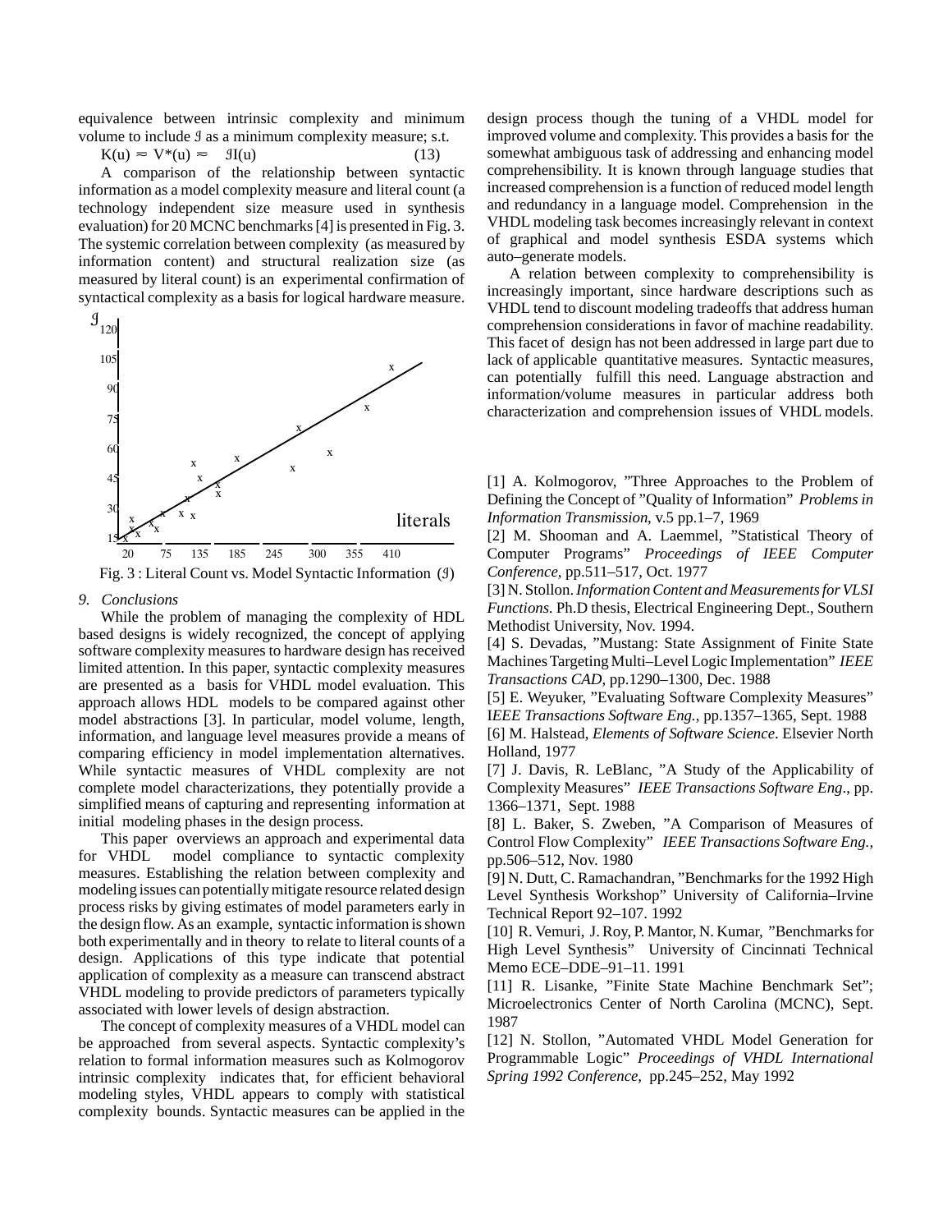equivalence between intrinsic complexity and minimum volume to include $\mathcal{I}$ as a minimum complexity measure; s.t.

$$K(u) \approx V^*(u) \approx \mathcal{I}I(u) \qquad (13)$$

A comparison of the relationship between syntactic information as a model complexity measure and literal count (a technology independent size measure used in synthesis evaluation) for 20 MCNC benchmarks [4] is presented in Fig. 3. The systemic correlation between complexity (as measured by information content) and structural realization size (as measured by literal count) is an experimental confirmation of syntactical complexity as a basis for logical hardware measure.

$\mathcal{I}$
120
105
90
75
60
45
30
15
20 75 135 185 245 300 355 410
literals

Fig. 3 : Literal Count vs. Model Syntactic Information ($\mathcal{I}$)

### 9. *Conclusions*

While the problem of managing the complexity of HDL based designs is widely recognized, the concept of applying software complexity measures to hardware design has received limited attention. In this paper, syntactic complexity measures are presented as a basis for VHDL model evaluation. This approach allows HDL models to be compared against other model abstractions [3]. In particular, model volume, length, information, and language level measures provide a means of comparing efficiency in model implementation alternatives. While syntactic measures of VHDL complexity are not complete model characterizations, they potentially provide a simplified means of capturing and representing information at initial modeling phases in the design process.

This paper overviews an approach and experimental data for VHDL model compliance to syntactic complexity measures. Establishing the relation between complexity and modeling issues can potentially mitigate resource related design process risks by giving estimates of model parameters early in the design flow. As an example, syntactic information is shown both experimentally and in theory to relate to literal counts of a design. Applications of this type indicate that potential application of complexity as a measure can transcend abstract VHDL modeling to provide predictors of parameters typically associated with lower levels of design abstraction.

The concept of complexity measures of a VHDL model can be approached from several aspects. Syntactic complexity's relation to formal information measures such as Kolmogorov intrinsic complexity indicates that, for efficient behavioral modeling styles, VHDL appears to comply with statistical complexity bounds. Syntactic measures can be applied in the design process though the tuning of a VHDL model for improved volume and complexity. This provides a basis for the somewhat ambiguous task of addressing and enhancing model comprehensibility. It is known through language studies that increased comprehension is a function of reduced model length and redundancy in a language model. Comprehension in the VHDL modeling task becomes increasingly relevant in context of graphical and model synthesis ESDA systems which auto–generate models.

A relation between complexity to comprehensibility is increasingly important, since hardware descriptions such as VHDL tend to discount modeling tradeoffs that address human comprehension considerations in favor of machine readability. This facet of design has not been addressed in large part due to lack of applicable quantitative measures. Syntactic measures, can potentially fulfill this need. Language abstraction and information/volume measures in particular address both characterization and comprehension issues of VHDL models.

[1] A. Kolmogorov, "Three Approaches to the Problem of Defining the Concept of "Quality of Information" *Problems in Information Transmission*, v.5 pp.1–7, 1969

[2] M. Shooman and A. Laemmel, "Statistical Theory of Computer Programs" *Proceedings of IEEE Computer Conference*, pp.511–517, Oct. 1977

[3] N. Stollon. *Information Content and Measurements for VLSI Functions.* Ph.D thesis, Electrical Engineering Dept., Southern Methodist University, Nov. 1994.

[4] S. Devadas, "Mustang: State Assignment of Finite State Machines Targeting Multi–Level Logic Implementation" *IEEE Transactions CAD*, pp.1290–1300, Dec. 1988

[5] E. Weyuker, "Evaluating Software Complexity Measures" I*EEE Transactions Software Eng.*, pp.1357–1365, Sept. 1988

[6] M. Halstead, *Elements of Software Science*. Elsevier North Holland, 1977

[7] J. Davis, R. LeBlanc, "A Study of the Applicability of Complexity Measures" *IEEE Transactions Software Eng*., pp. 1366–1371, Sept. 1988

[8] L. Baker, S. Zweben, "A Comparison of Measures of Control Flow Complexity" *IEEE Transactions Software Eng.*, pp.506–512, Nov. 1980

[9] N. Dutt, C. Ramachandran, "Benchmarks for the 1992 High Level Synthesis Workshop" University of California–Irvine Technical Report 92–107. 1992

[10] R. Vemuri, J. Roy, P. Mantor, N. Kumar, "Benchmarks for High Level Synthesis" University of Cincinnati Technical Memo ECE–DDE–91–11. 1991

[11] R. Lisanke, "Finite State Machine Benchmark Set"; Microelectronics Center of North Carolina (MCNC), Sept. 1987

[12] N. Stollon, "Automated VHDL Model Generation for Programmable Logic" *Proceedings of VHDL International Spring 1992 Conference*, pp.245–252, May 1992